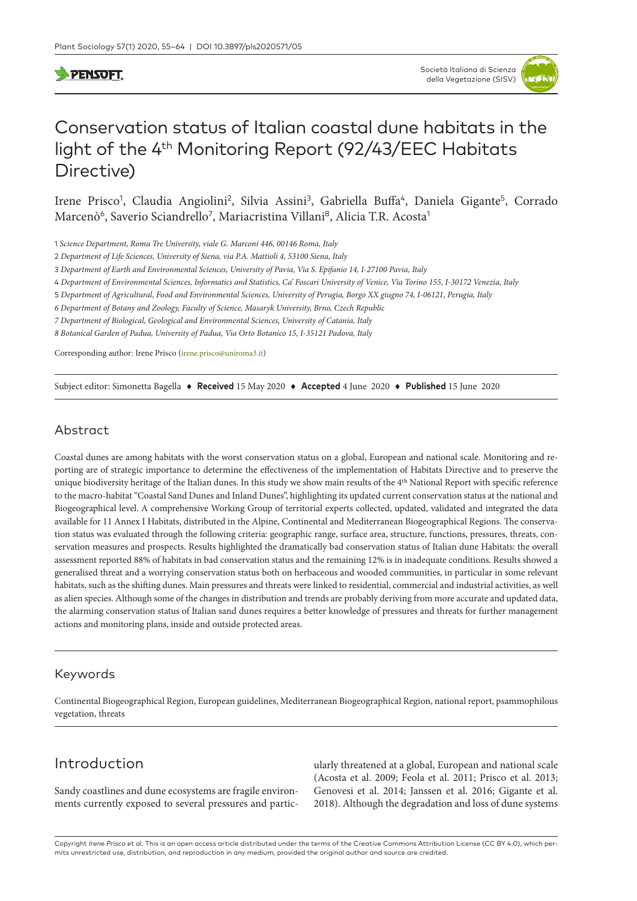# Conservation status of Italian coastal dune habitats in the light of the 4th Monitoring Report (92/43/EEC Habitats Directive)

Irene Prisco[1], Claudia Angiolini[2], Silvia Assini[3], Gabriella Buffa[4], Daniela Gigante[5], Corrado Marcenò[6], Saverio Sciandrello[7], Mariacristina Villani[8], Alicia T.R. Acosta[1]

1 *Science Department, Roma Tre University, viale G. Marconi 446, 00146 Roma, Italy*

2 *Department of Life Sciences, University of Siena, via P.A. Mattioli 4, 53100 Siena, Italy*

3 *Department of Earth and Environmental Sciences, University of Pavia, Via S. Epifanio 14, I-27100 Pavia, Italy*

4 *Department of Environmental Sciences, Informatics and Statistics, Ca' Foscari University of Venice, Via Torino 155, I-30172 Venezia, Italy*

5 *Department of Agricultural, Food and Environmental Sciences, University of Perugia, Borgo XX giugno 74, I-06121, Perugia, Italy*

6 *Department of Botany and Zoology, Faculty of Science, Masaryk University, Brno, Czech Republic*

7 *Department of Biological, Geological and Environmental Sciences, University of Catania, Italy*

8 *Botanical Garden of Padua, University of Padua, Via Orto Botanico 15, I-35121 Padova, Italy*

Corresponding author: Irene Prisco (irene.prisco@uniroma3.it)

Subject editor: Simonetta Bagella ♦ **Received** 15 May 2020 ♦ **Accepted** 4 June 2020 ♦ **Published** 15 June 2020

## Abstract

Coastal dunes are among habitats with the worst conservation status on a global, European and national scale. Monitoring and reporting are of strategic importance to determine the effectiveness of the implementation of Habitats Directive and to preserve the unique biodiversity heritage of the Italian dunes. In this study we show main results of the 4th National Report with specific reference to the macro-habitat "Coastal Sand Dunes and Inland Dunes", highlighting its updated current conservation status at the national and Biogeographical level. A comprehensive Working Group of territorial experts collected, updated, validated and integrated the data available for 11 Annex I Habitats, distributed in the Alpine, Continental and Mediterranean Biogeographical Regions. The conservation status was evaluated through the following criteria: geographic range, surface area, structure, functions, pressures, threats, conservation measures and prospects. Results highlighted the dramatically bad conservation status of Italian dune Habitats: the overall assessment reported 88% of habitats in bad conservation status and the remaining 12% is in inadequate conditions. Results showed a generalised threat and a worrying conservation status both on herbaceous and wooded communities, in particular in some relevant habitats, such as the shifting dunes. Main pressures and threats were linked to residential, commercial and industrial activities, as well as alien species. Although some of the changes in distribution and trends are probably deriving from more accurate and updated data, the alarming conservation status of Italian sand dunes requires a better knowledge of pressures and threats for further management actions and monitoring plans, inside and outside protected areas.

## Keywords

Continental Biogeographical Region, European guidelines, Mediterranean Biogeographical Region, national report, psammophilous vegetation, threats

## Introduction

Sandy coastlines and dune ecosystems are fragile environments currently exposed to several pressures and particularly threatened at a global, European and national scale (Acosta et al. 2009; Feola et al. 2011; Prisco et al. 2013; Genovesi et al. 2014; Janssen et al. 2016; Gigante et al. 2018). Although the degradation and loss of dune systems

Copyright *Irene Prisco* et al. This is an open access article distributed under the terms of the Creative Commons Attribution License (CC BY 4.0), which permits unrestricted use, distribution, and reproduction in any medium, provided the original author and source are credited.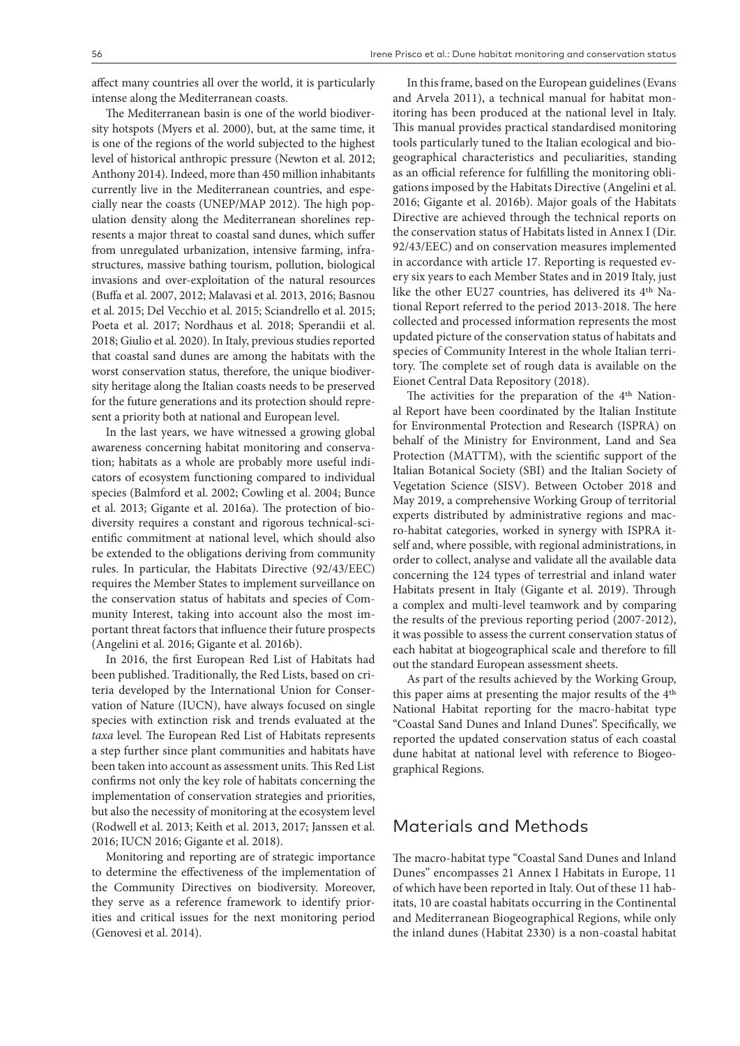affect many countries all over the world, it is particularly intense along the Mediterranean coasts.

The Mediterranean basin is one of the world biodiversity hotspots (Myers et al. 2000), but, at the same time, it is one of the regions of the world subjected to the highest level of historical anthropic pressure (Newton et al. 2012; Anthony 2014). Indeed, more than 450 million inhabitants currently live in the Mediterranean countries, and especially near the coasts (UNEP/MAP 2012). The high population density along the Mediterranean shorelines represents a major threat to coastal sand dunes, which suffer from unregulated urbanization, intensive farming, infrastructures, massive bathing tourism, pollution, biological invasions and over-exploitation of the natural resources (Buffa et al. 2007, 2012; Malavasi et al. 2013, 2016; Basnou et al. 2015; Del Vecchio et al. 2015; Sciandrello et al. 2015; Poeta et al. 2017; Nordhaus et al. 2018; Sperandii et al. 2018; Giulio et al. 2020). In Italy, previous studies reported that coastal sand dunes are among the habitats with the worst conservation status, therefore, the unique biodiversity heritage along the Italian coasts needs to be preserved for the future generations and its protection should represent a priority both at national and European level.

In the last years, we have witnessed a growing global awareness concerning habitat monitoring and conservation; habitats as a whole are probably more useful indicators of ecosystem functioning compared to individual species (Balmford et al. 2002; Cowling et al. 2004; Bunce et al. 2013; Gigante et al. 2016a). The protection of biodiversity requires a constant and rigorous technical-scientific commitment at national level, which should also be extended to the obligations deriving from community rules. In particular, the Habitats Directive (92/43/EEC) requires the Member States to implement surveillance on the conservation status of habitats and species of Community Interest, taking into account also the most important threat factors that influence their future prospects (Angelini et al. 2016; Gigante et al. 2016b).

In 2016, the first European Red List of Habitats had been published. Traditionally, the Red Lists, based on criteria developed by the International Union for Conservation of Nature (IUCN), have always focused on single species with extinction risk and trends evaluated at the *taxa* level. The European Red List of Habitats represents a step further since plant communities and habitats have been taken into account as assessment units. This Red List confirms not only the key role of habitats concerning the implementation of conservation strategies and priorities, but also the necessity of monitoring at the ecosystem level (Rodwell et al. 2013; Keith et al. 2013, 2017; Janssen et al. 2016; IUCN 2016; Gigante et al. 2018).

Monitoring and reporting are of strategic importance to determine the effectiveness of the implementation of the Community Directives on biodiversity. Moreover, they serve as a reference framework to identify priorities and critical issues for the next monitoring period (Genovesi et al. 2014).

In this frame, based on the European guidelines (Evans and Arvela 2011), a technical manual for habitat monitoring has been produced at the national level in Italy. This manual provides practical standardised monitoring tools particularly tuned to the Italian ecological and biogeographical characteristics and peculiarities, standing as an official reference for fulfilling the monitoring obligations imposed by the Habitats Directive (Angelini et al. 2016; Gigante et al. 2016b). Major goals of the Habitats Directive are achieved through the technical reports on the conservation status of Habitats listed in Annex I (Dir. 92/43/EEC) and on conservation measures implemented in accordance with article 17. Reporting is requested every six years to each Member States and in 2019 Italy, just like the other EU27 countries, has delivered its 4th National Report referred to the period 2013-2018. The here collected and processed information represents the most updated picture of the conservation status of habitats and species of Community Interest in the whole Italian territory. The complete set of rough data is available on the Eionet Central Data Repository (2018).

The activities for the preparation of the 4th National Report have been coordinated by the Italian Institute for Environmental Protection and Research (ISPRA) on behalf of the Ministry for Environment, Land and Sea Protection (MATTM), with the scientific support of the Italian Botanical Society (SBI) and the Italian Society of Vegetation Science (SISV). Between October 2018 and May 2019, a comprehensive Working Group of territorial experts distributed by administrative regions and macro-habitat categories, worked in synergy with ISPRA itself and, where possible, with regional administrations, in order to collect, analyse and validate all the available data concerning the 124 types of terrestrial and inland water Habitats present in Italy (Gigante et al. 2019). Through a complex and multi-level teamwork and by comparing the results of the previous reporting period (2007-2012), it was possible to assess the current conservation status of each habitat at biogeographical scale and therefore to fill out the standard European assessment sheets.

As part of the results achieved by the Working Group, this paper aims at presenting the major results of the 4th National Habitat reporting for the macro-habitat type "Coastal Sand Dunes and Inland Dunes". Specifically, we reported the updated conservation status of each coastal dune habitat at national level with reference to Biogeographical Regions.

## Materials and Methods

The macro-habitat type "Coastal Sand Dunes and Inland Dunes" encompasses 21 Annex I Habitats in Europe, 11 of which have been reported in Italy. Out of these 11 habitats, 10 are coastal habitats occurring in the Continental and Mediterranean Biogeographical Regions, while only the inland dunes (Habitat 2330) is a non-coastal habitat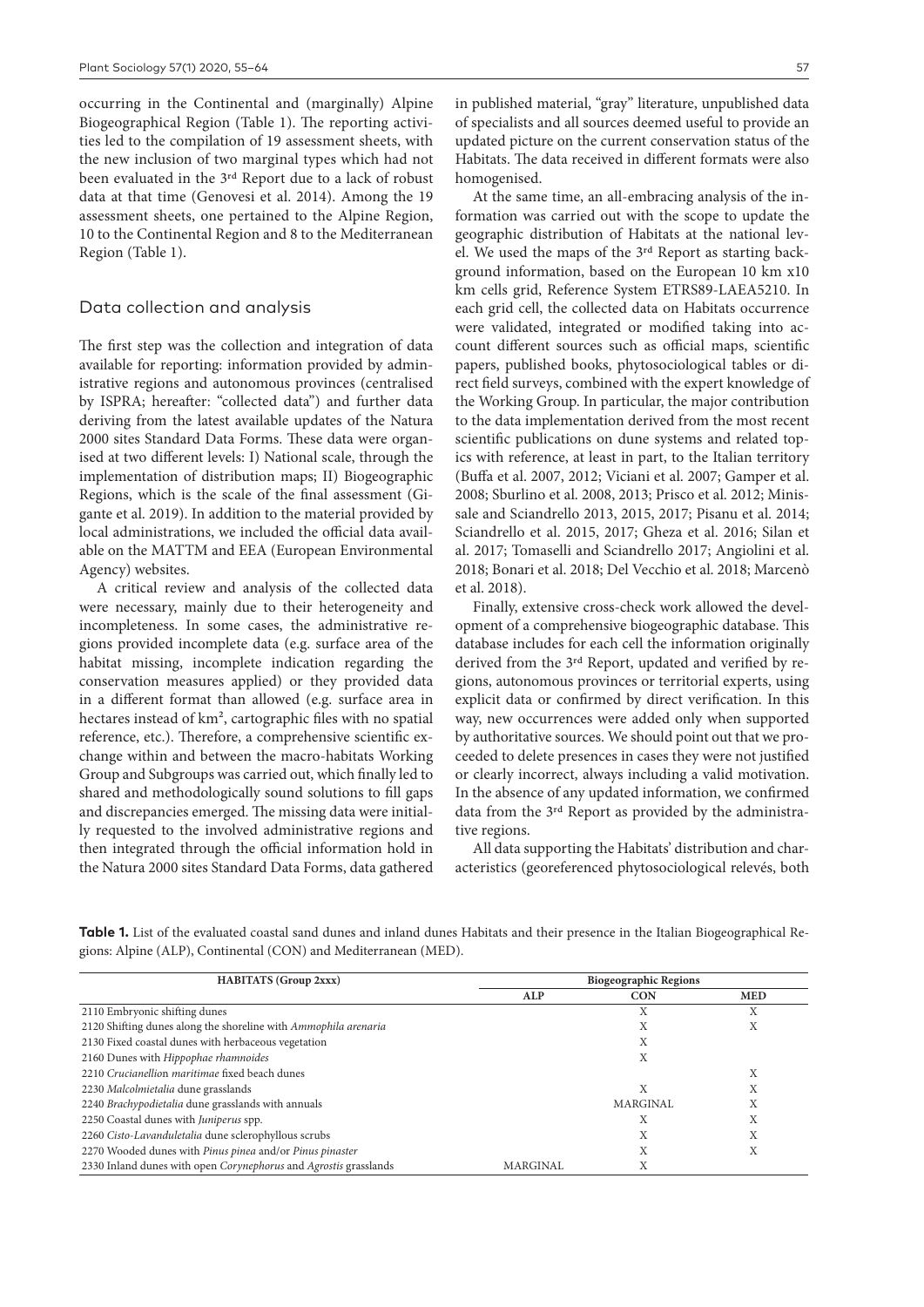occurring in the Continental and (marginally) Alpine Biogeographical Region (Table 1). The reporting activities led to the compilation of 19 assessment sheets, with the new inclusion of two marginal types which had not been evaluated in the 3rd Report due to a lack of robust data at that time (Genovesi et al. 2014). Among the 19 assessment sheets, one pertained to the Alpine Region, 10 to the Continental Region and 8 to the Mediterranean Region (Table 1).

## Data collection and analysis

The first step was the collection and integration of data available for reporting: information provided by administrative regions and autonomous provinces (centralised by ISPRA; hereafter: "collected data") and further data deriving from the latest available updates of the Natura 2000 sites Standard Data Forms. These data were organised at two different levels: I) National scale, through the implementation of distribution maps; II) Biogeographic Regions, which is the scale of the final assessment (Gigante et al. 2019). In addition to the material provided by local administrations, we included the official data available on the MATTM and EEA (European Environmental Agency) websites.

A critical review and analysis of the collected data were necessary, mainly due to their heterogeneity and incompleteness. In some cases, the administrative regions provided incomplete data (e.g. surface area of the habitat missing, incomplete indication regarding the conservation measures applied) or they provided data in a different format than allowed (e.g. surface area in hectares instead of km², cartographic files with no spatial reference, etc.). Therefore, a comprehensive scientific exchange within and between the macro-habitats Working Group and Subgroups was carried out, which finally led to shared and methodologically sound solutions to fill gaps and discrepancies emerged. The missing data were initially requested to the involved administrative regions and then integrated through the official information hold in the Natura 2000 sites Standard Data Forms, data gathered in published material, "gray" literature, unpublished data of specialists and all sources deemed useful to provide an updated picture on the current conservation status of the Habitats. The data received in different formats were also homogenised.

At the same time, an all-embracing analysis of the information was carried out with the scope to update the geographic distribution of Habitats at the national level. We used the maps of the 3rd Report as starting background information, based on the European 10 km x10 km cells grid, Reference System ETRS89-LAEA5210. In each grid cell, the collected data on Habitats occurrence were validated, integrated or modified taking into account different sources such as official maps, scientific papers, published books, phytosociological tables or direct field surveys, combined with the expert knowledge of the Working Group. In particular, the major contribution to the data implementation derived from the most recent scientific publications on dune systems and related topics with reference, at least in part, to the Italian territory (Buffa et al. 2007, 2012; Viciani et al. 2007; Gamper et al. 2008; Sburlino et al. 2008, 2013; Prisco et al. 2012; Minissale and Sciandrello 2013, 2015, 2017; Pisanu et al. 2014; Sciandrello et al. 2015, 2017; Gheza et al. 2016; Silan et al. 2017; Tomaselli and Sciandrello 2017; Angiolini et al. 2018; Bonari et al. 2018; Del Vecchio et al. 2018; Marcenò et al. 2018).

Finally, extensive cross-check work allowed the development of a comprehensive biogeographic database. This database includes for each cell the information originally derived from the 3rd Report, updated and verified by regions, autonomous provinces or territorial experts, using explicit data or confirmed by direct verification. In this way, new occurrences were added only when supported by authoritative sources. We should point out that we proceeded to delete presences in cases they were not justified or clearly incorrect, always including a valid motivation. In the absence of any updated information, we confirmed data from the 3rd Report as provided by the administrative regions.

All data supporting the Habitats' distribution and characteristics (georeferenced phytosociological relevés, both

**Table 1.** List of the evaluated coastal sand dunes and inland dunes Habitats and their presence in the Italian Biogeographical Regions: Alpine (ALP), Continental (CON) and Mediterranean (MED).

| HABITATS (Group 2xxx) | Biogeographic Regions | | |
|---|---|---|---|
| | ALP | CON | MED |
| 2110 Embryonic shifting dunes | | X | X |
| 2120 Shifting dunes along the shoreline with *Ammophila arenaria* | | X | X |
| 2130 Fixed coastal dunes with herbaceous vegetation | | X | |
| 2160 Dunes with *Hippophae rhamnoides* | | X | |
| 2210 *Crucianellion maritimae* fixed beach dunes | | | X |
| 2230 *Malcolmietalia* dune grasslands | | X | X |
| 2240 *Brachypodietalia* dune grasslands with annuals | | MARGINAL | X |
| 2250 Coastal dunes with *Juniperus* spp. | | X | X |
| 2260 *Cisto-Lavanduletalia* dune sclerophyllous scrubs | | X | X |
| 2270 Wooded dunes with *Pinus pinea* and/or *Pinus pinaster* | | X | X |
| 2330 Inland dunes with open *Corynephorus* and *Agrostis* grasslands | MARGINAL | X | |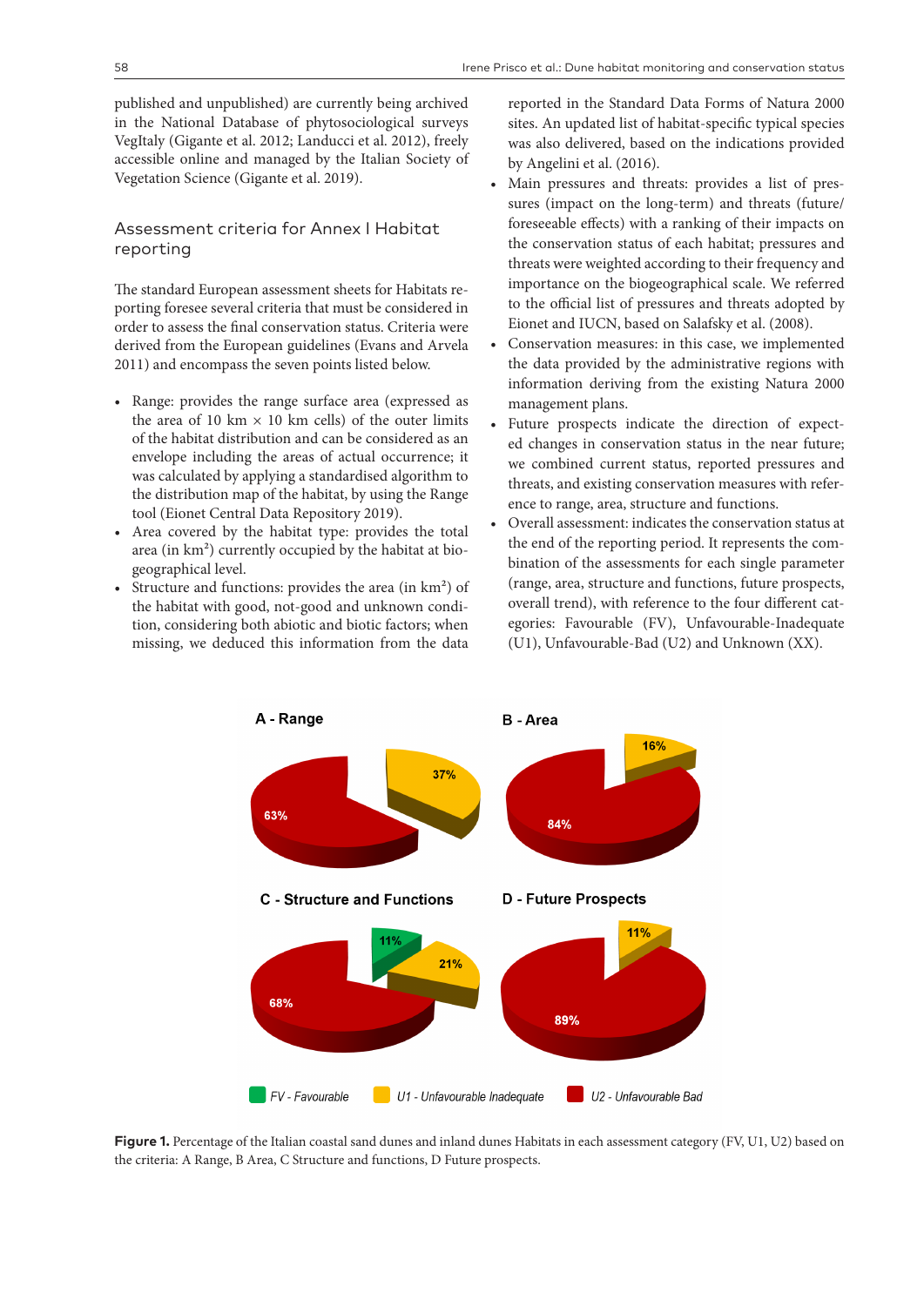published and unpublished) are currently being archived in the National Database of phytosociological surveys VegItaly (Gigante et al. 2012; Landucci et al. 2012), freely accessible online and managed by the Italian Society of Vegetation Science (Gigante et al. 2019).

## Assessment criteria for Annex I Habitat reporting

The standard European assessment sheets for Habitats reporting foresee several criteria that must be considered in order to assess the final conservation status. Criteria were derived from the European guidelines (Evans and Arvela 2011) and encompass the seven points listed below.

- Range: provides the range surface area (expressed as the area of 10 km × 10 km cells) of the outer limits of the habitat distribution and can be considered as an envelope including the areas of actual occurrence; it was calculated by applying a standardised algorithm to the distribution map of the habitat, by using the Range tool (Eionet Central Data Repository 2019).
- Area covered by the habitat type: provides the total area (in km²) currently occupied by the habitat at biogeographical level.
- Structure and functions: provides the area (in km²) of the habitat with good, not-good and unknown condition, considering both abiotic and biotic factors; when missing, we deduced this information from the data reported in the Standard Data Forms of Natura 2000 sites. An updated list of habitat-specific typical species was also delivered, based on the indications provided by Angelini et al. (2016).
- Main pressures and threats: provides a list of pressures (impact on the long-term) and threats (future/foreseeable effects) with a ranking of their impacts on the conservation status of each habitat; pressures and threats were weighted according to their frequency and importance on the biogeographical scale. We referred to the official list of pressures and threats adopted by Eionet and IUCN, based on Salafsky et al. (2008).
- Conservation measures: in this case, we implemented the data provided by the administrative regions with information deriving from the existing Natura 2000 management plans.
- Future prospects indicate the direction of expected changes in conservation status in the near future; we combined current status, reported pressures and threats, and existing conservation measures with reference to range, area, structure and functions.
- Overall assessment: indicates the conservation status at the end of the reporting period. It represents the combination of the assessments for each single parameter (range, area, structure and functions, future prospects, overall trend), with reference to the four different categories: Favourable (FV), Unfavourable-Inadequate (U1), Unfavourable-Bad (U2) and Unknown (XX).

**Figure 1.** Percentage of the Italian coastal sand dunes and inland dunes Habitats in each assessment category (FV, U1, U2) based on the criteria: A Range, B Area, C Structure and functions, D Future prospects.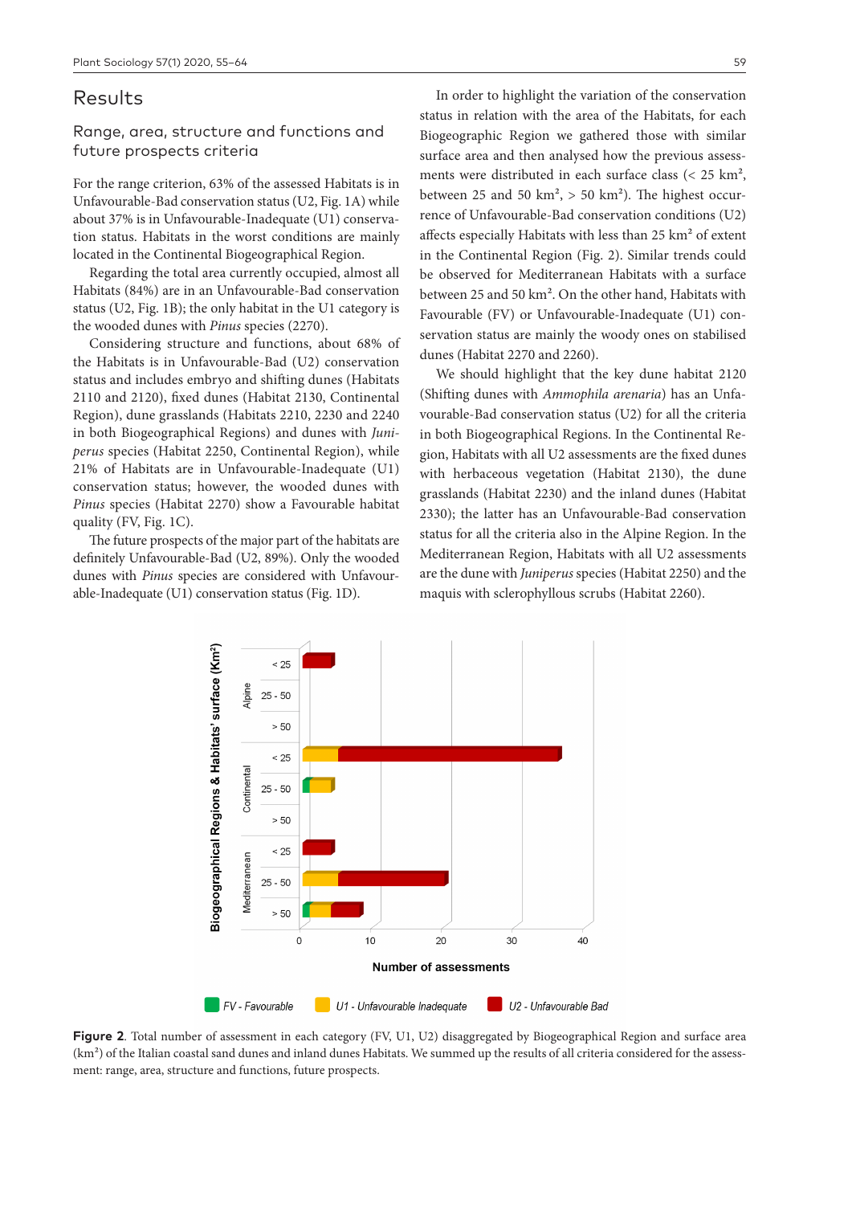## Results

### Range, area, structure and functions and future prospects criteria

For the range criterion, 63% of the assessed Habitats is in Unfavourable-Bad conservation status (U2, Fig. 1A) while about 37% is in Unfavourable-Inadequate (U1) conservation status. Habitats in the worst conditions are mainly located in the Continental Biogeographical Region.

Regarding the total area currently occupied, almost all Habitats (84%) are in an Unfavourable-Bad conservation status (U2, Fig. 1B); the only habitat in the U1 category is the wooded dunes with *Pinus* species (2270).

Considering structure and functions, about 68% of the Habitats is in Unfavourable-Bad (U2) conservation status and includes embryo and shifting dunes (Habitats 2110 and 2120), fixed dunes (Habitat 2130, Continental Region), dune grasslands (Habitats 2210, 2230 and 2240 in both Biogeographical Regions) and dunes with *Juniperus* species (Habitat 2250, Continental Region), while 21% of Habitats are in Unfavourable-Inadequate (U1) conservation status; however, the wooded dunes with *Pinus* species (Habitat 2270) show a Favourable habitat quality (FV, Fig. 1C).

The future prospects of the major part of the habitats are definitely Unfavourable-Bad (U2, 89%). Only the wooded dunes with *Pinus* species are considered with Unfavourable-Inadequate (U1) conservation status (Fig. 1D).

In order to highlight the variation of the conservation status in relation with the area of the Habitats, for each Biogeographic Region we gathered those with similar surface area and then analysed how the previous assessments were distributed in each surface class (< 25 km², between 25 and 50 km², > 50 km²). The highest occurrence of Unfavourable-Bad conservation conditions (U2) affects especially Habitats with less than 25 km² of extent in the Continental Region (Fig. 2). Similar trends could be observed for Mediterranean Habitats with a surface between 25 and 50 km². On the other hand, Habitats with Favourable (FV) or Unfavourable-Inadequate (U1) conservation status are mainly the woody ones on stabilised dunes (Habitat 2270 and 2260).

We should highlight that the key dune habitat 2120 (Shifting dunes with *Ammophila arenaria*) has an Unfavourable-Bad conservation status (U2) for all the criteria in both Biogeographical Regions. In the Continental Region, Habitats with all U2 assessments are the fixed dunes with herbaceous vegetation (Habitat 2130), the dune grasslands (Habitat 2230) and the inland dunes (Habitat 2330); the latter has an Unfavourable-Bad conservation status for all the criteria also in the Alpine Region. In the Mediterranean Region, Habitats with all U2 assessments are the dune with *Juniperus* species (Habitat 2250) and the maquis with sclerophyllous scrubs (Habitat 2260).

**Figure 2**. Total number of assessment in each category (FV, U1, U2) disaggregated by Biogeographical Region and surface area (km²) of the Italian coastal sand dunes and inland dunes Habitats. We summed up the results of all criteria considered for the assessment: range, area, structure and functions, future prospects.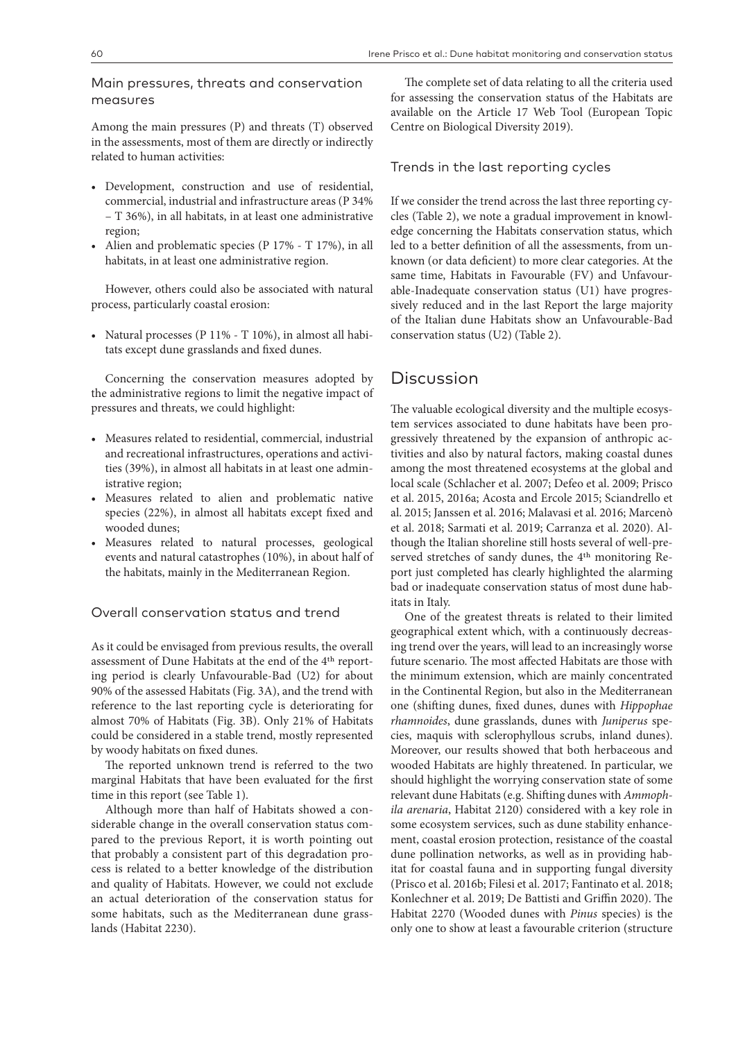### Main pressures, threats and conservation measures

Among the main pressures (P) and threats (T) observed in the assessments, most of them are directly or indirectly related to human activities:

- Development, construction and use of residential, commercial, industrial and infrastructure areas (P 34% – T 36%), in all habitats, in at least one administrative region;
- Alien and problematic species (P 17% - T 17%), in all habitats, in at least one administrative region.

However, others could also be associated with natural process, particularly coastal erosion:

- Natural processes (P 11% - T 10%), in almost all habitats except dune grasslands and fixed dunes.

Concerning the conservation measures adopted by the administrative regions to limit the negative impact of pressures and threats, we could highlight:

- Measures related to residential, commercial, industrial and recreational infrastructures, operations and activities (39%), in almost all habitats in at least one administrative region;
- Measures related to alien and problematic native species (22%), in almost all habitats except fixed and wooded dunes;
- Measures related to natural processes, geological events and natural catastrophes (10%), in about half of the habitats, mainly in the Mediterranean Region.

### Overall conservation status and trend

As it could be envisaged from previous results, the overall assessment of Dune Habitats at the end of the 4th reporting period is clearly Unfavourable-Bad (U2) for about 90% of the assessed Habitats (Fig. 3A), and the trend with reference to the last reporting cycle is deteriorating for almost 70% of Habitats (Fig. 3B). Only 21% of Habitats could be considered in a stable trend, mostly represented by woody habitats on fixed dunes.

The reported unknown trend is referred to the two marginal Habitats that have been evaluated for the first time in this report (see Table 1).

Although more than half of Habitats showed a considerable change in the overall conservation status compared to the previous Report, it is worth pointing out that probably a consistent part of this degradation process is related to a better knowledge of the distribution and quality of Habitats. However, we could not exclude an actual deterioration of the conservation status for some habitats, such as the Mediterranean dune grasslands (Habitat 2230).

The complete set of data relating to all the criteria used for assessing the conservation status of the Habitats are available on the Article 17 Web Tool (European Topic Centre on Biological Diversity 2019).

### Trends in the last reporting cycles

If we consider the trend across the last three reporting cycles (Table 2), we note a gradual improvement in knowledge concerning the Habitats conservation status, which led to a better definition of all the assessments, from unknown (or data deficient) to more clear categories. At the same time, Habitats in Favourable (FV) and Unfavourable-Inadequate conservation status (U1) have progressively reduced and in the last Report the large majority of the Italian dune Habitats show an Unfavourable-Bad conservation status (U2) (Table 2).

## Discussion

The valuable ecological diversity and the multiple ecosystem services associated to dune habitats have been progressively threatened by the expansion of anthropic activities and also by natural factors, making coastal dunes among the most threatened ecosystems at the global and local scale (Schlacher et al. 2007; Defeo et al. 2009; Prisco et al. 2015, 2016a; Acosta and Ercole 2015; Sciandrello et al. 2015; Janssen et al. 2016; Malavasi et al. 2016; Marcenò et al. 2018; Sarmati et al. 2019; Carranza et al. 2020). Although the Italian shoreline still hosts several of well-preserved stretches of sandy dunes, the 4th monitoring Report just completed has clearly highlighted the alarming bad or inadequate conservation status of most dune habitats in Italy.

One of the greatest threats is related to their limited geographical extent which, with a continuously decreasing trend over the years, will lead to an increasingly worse future scenario. The most affected Habitats are those with the minimum extension, which are mainly concentrated in the Continental Region, but also in the Mediterranean one (shifting dunes, fixed dunes, dunes with *Hippophae rhamnoides*, dune grasslands, dunes with *Juniperus* species, maquis with sclerophyllous scrubs, inland dunes). Moreover, our results showed that both herbaceous and wooded Habitats are highly threatened. In particular, we should highlight the worrying conservation state of some relevant dune Habitats (e.g. Shifting dunes with *Ammophila arenaria*, Habitat 2120) considered with a key role in some ecosystem services, such as dune stability enhancement, coastal erosion protection, resistance of the coastal dune pollination networks, as well as in providing habitat for coastal fauna and in supporting fungal diversity (Prisco et al. 2016b; Filesi et al. 2017; Fantinato et al. 2018; Konlechner et al. 2019; De Battisti and Griffin 2020). The Habitat 2270 (Wooded dunes with *Pinus* species) is the only one to show at least a favourable criterion (structure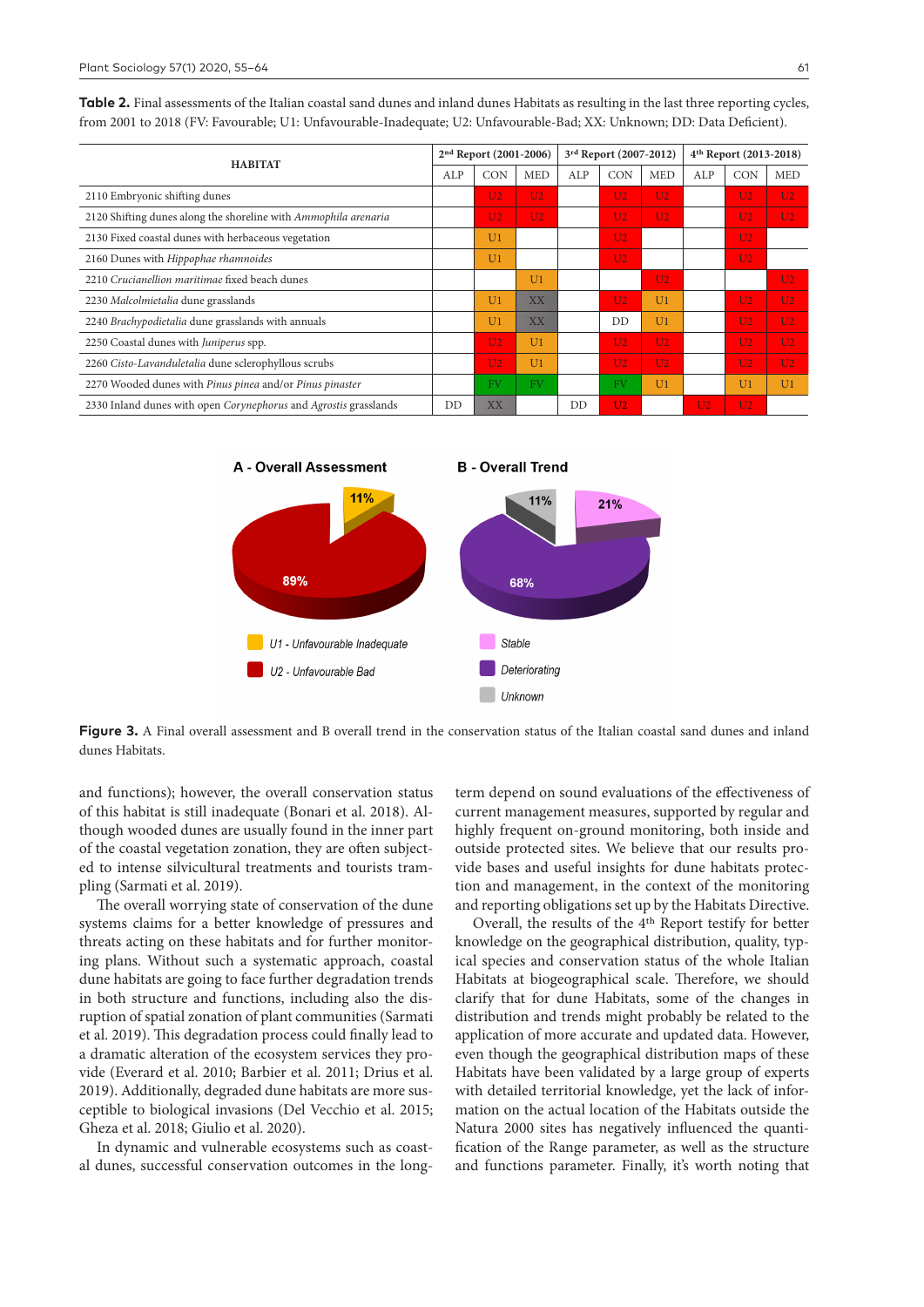**Table 2.** Final assessments of the Italian coastal sand dunes and inland dunes Habitats as resulting in the last three reporting cycles, from 2001 to 2018 (FV: Favourable; U1: Unfavourable-Inadequate; U2: Unfavourable-Bad; XX: Unknown; DD: Data Deficient).

| HABITAT | 2nd Report (2001-2006) | | | 3rd Report (2007-2012) | | | 4th Report (2013-2018) | | |
|---|---|---|---|---|---|---|---|---|---|
| | ALP | CON | MED | ALP | CON | MED | ALP | CON | MED |
| 2110 Embryonic shifting dunes | | U2 | U2 | | U2 | U2 | | U2 | U2 |
| 2120 Shifting dunes along the shoreline with *Ammophila arenaria* | | U2 | U2 | | U2 | U2 | | U2 | U2 |
| 2130 Fixed coastal dunes with herbaceous vegetation | | U1 | | | U2 | | | U2 | |
| 2160 Dunes with *Hippophae rhamnoides* | | U1 | | | U2 | | | U2 | |
| 2210 *Crucianellion maritimae* fixed beach dunes | | | U1 | | | U2 | | | U2 |
| 2230 *Malcolmietalia* dune grasslands | | U1 | XX | | U2 | U1 | | U2 | U2 |
| 2240 *Brachypodietalia* dune grasslands with annuals | | U1 | XX | | DD | U1 | | U2 | U2 |
| 2250 Coastal dunes with *Juniperus* spp. | | U2 | U1 | | U2 | U2 | | U2 | U2 |
| 2260 *Cisto-Lavanduletalia* dune sclerophyllous scrubs | | U2 | U1 | | U2 | U2 | | U2 | U2 |
| 2270 Wooded dunes with *Pinus pinea* and/or *Pinus pinaster* | | FV | FV | | FV | U1 | | U1 | U1 |
| 2330 Inland dunes with open *Corynephorus* and *Agrostis* grasslands | DD | XX | | DD | U2 | | U2 | U2 | |

**Figure 3.** A Final overall assessment and B overall trend in the conservation status of the Italian coastal sand dunes and inland dunes Habitats.

and functions); however, the overall conservation status of this habitat is still inadequate (Bonari et al. 2018). Although wooded dunes are usually found in the inner part of the coastal vegetation zonation, they are often subjected to intense silvicultural treatments and tourists trampling (Sarmati et al. 2019).

The overall worrying state of conservation of the dune systems claims for a better knowledge of pressures and threats acting on these habitats and for further monitoring plans. Without such a systematic approach, coastal dune habitats are going to face further degradation trends in both structure and functions, including also the disruption of spatial zonation of plant communities (Sarmati et al. 2019). This degradation process could finally lead to a dramatic alteration of the ecosystem services they provide (Everard et al. 2010; Barbier et al. 2011; Drius et al. 2019). Additionally, degraded dune habitats are more susceptible to biological invasions (Del Vecchio et al. 2015; Gheza et al. 2018; Giulio et al. 2020).

In dynamic and vulnerable ecosystems such as coastal dunes, successful conservation outcomes in the long-term depend on sound evaluations of the effectiveness of current management measures, supported by regular and highly frequent on-ground monitoring, both inside and outside protected sites. We believe that our results provide bases and useful insights for dune habitats protection and management, in the context of the monitoring and reporting obligations set up by the Habitats Directive.

Overall, the results of the 4th Report testify for better knowledge on the geographical distribution, quality, typical species and conservation status of the whole Italian Habitats at biogeographical scale. Therefore, we should clarify that for dune Habitats, some of the changes in distribution and trends might probably be related to the application of more accurate and updated data. However, even though the geographical distribution maps of these Habitats have been validated by a large group of experts with detailed territorial knowledge, yet the lack of information on the actual location of the Habitats outside the Natura 2000 sites has negatively influenced the quantification of the Range parameter, as well as the structure and functions parameter. Finally, it's worth noting that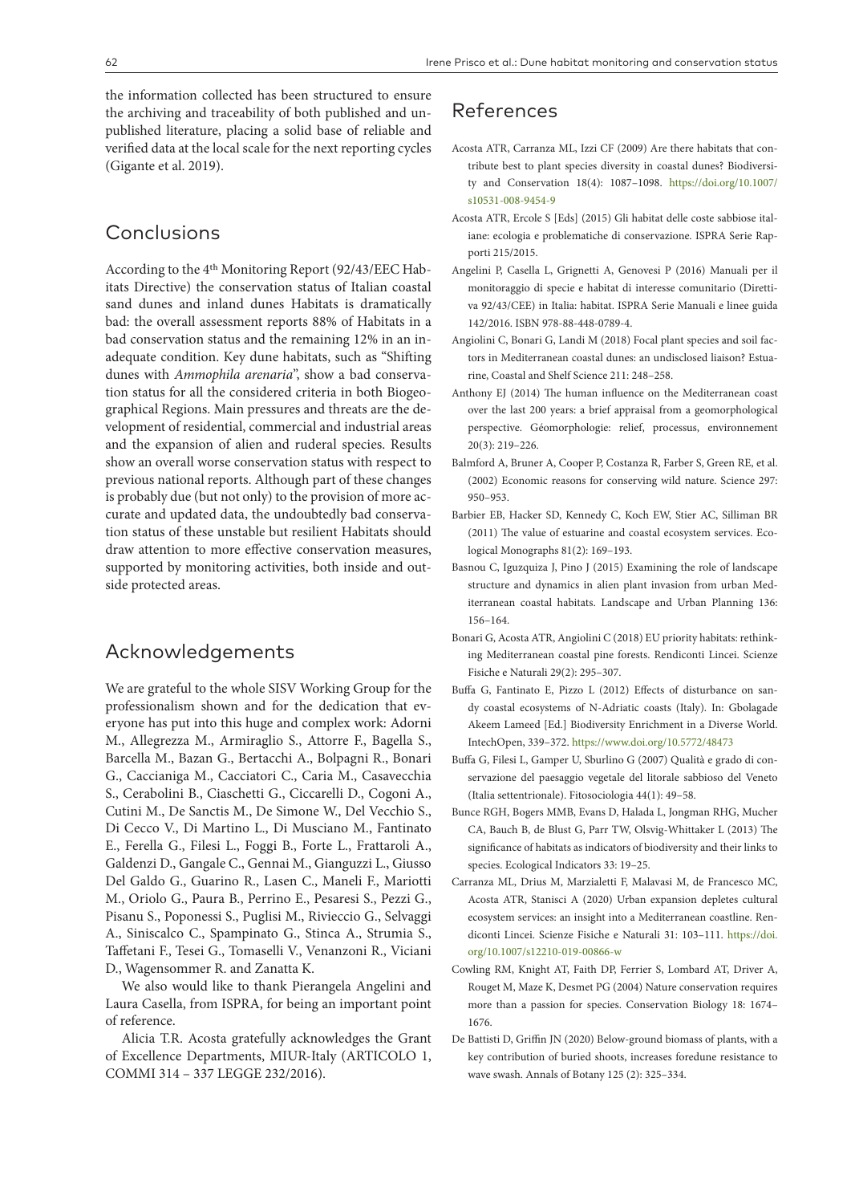the information collected has been structured to ensure the archiving and traceability of both published and unpublished literature, placing a solid base of reliable and verified data at the local scale for the next reporting cycles (Gigante et al. 2019).

## Conclusions

According to the 4th Monitoring Report (92/43/EEC Habitats Directive) the conservation status of Italian coastal sand dunes and inland dunes Habitats is dramatically bad: the overall assessment reports 88% of Habitats in a bad conservation status and the remaining 12% in an inadequate condition. Key dune habitats, such as "Shifting dunes with *Ammophila arenaria*", show a bad conservation status for all the considered criteria in both Biogeographical Regions. Main pressures and threats are the development of residential, commercial and industrial areas and the expansion of alien and ruderal species. Results show an overall worse conservation status with respect to previous national reports. Although part of these changes is probably due (but not only) to the provision of more accurate and updated data, the undoubtedly bad conservation status of these unstable but resilient Habitats should draw attention to more effective conservation measures, supported by monitoring activities, both inside and outside protected areas.

## Acknowledgements

We are grateful to the whole SISV Working Group for the professionalism shown and for the dedication that everyone has put into this huge and complex work: Adorni M., Allegrezza M., Armiraglio S., Attorre F., Bagella S., Barcella M., Bazan G., Bertacchi A., Bolpagni R., Bonari G., Caccianiga M., Cacciatori C., Caria M., Casavecchia S., Cerabolini B., Ciaschetti G., Ciccarelli D., Cogoni A., Cutini M., De Sanctis M., De Simone W., Del Vecchio S., Di Cecco V., Di Martino L., Di Musciano M., Fantinato E., Ferella G., Filesi L., Foggi B., Forte L., Frattaroli A., Galdenzi D., Gangale C., Gennai M., Gianguzzi L., Giusso Del Galdo G., Guarino R., Lasen C., Maneli F., Mariotti M., Oriolo G., Paura B., Perrino E., Pesaresi S., Pezzi G., Pisanu S., Poponessi S., Puglisi M., Rivieccio G., Selvaggi A., Siniscalco C., Spampinato G., Stinca A., Strumia S., Taffetani F., Tesei G., Tomaselli V., Venanzoni R., Viciani D., Wagensommer R. and Zanatta K.

We also would like to thank Pierangela Angelini and Laura Casella, from ISPRA, for being an important point of reference.

Alicia T.R. Acosta gratefully acknowledges the Grant of Excellence Departments, MIUR-Italy (ARTICOLO 1, COMMI 314 – 337 LEGGE 232/2016).

## References

Acosta ATR, Carranza ML, Izzi CF (2009) Are there habitats that contribute best to plant species diversity in coastal dunes? Biodiversity and Conservation 18(4): 1087–1098. https://doi.org/10.1007/s10531-008-9454-9

Acosta ATR, Ercole S [Eds] (2015) Gli habitat delle coste sabbiose italiane: ecologia e problematiche di conservazione. ISPRA Serie Rapporti 215/2015.

Angelini P, Casella L, Grignetti A, Genovesi P (2016) Manuali per il monitoraggio di specie e habitat di interesse comunitario (Direttiva 92/43/CEE) in Italia: habitat. ISPRA Serie Manuali e linee guida 142/2016. ISBN 978-88-448-0789-4.

Angiolini C, Bonari G, Landi M (2018) Focal plant species and soil factors in Mediterranean coastal dunes: an undisclosed liaison? Estuarine, Coastal and Shelf Science 211: 248–258.

Anthony EJ (2014) The human influence on the Mediterranean coast over the last 200 years: a brief appraisal from a geomorphological perspective. Géomorphologie: relief, processus, environnement 20(3): 219–226.

Balmford A, Bruner A, Cooper P, Costanza R, Farber S, Green RE, et al. (2002) Economic reasons for conserving wild nature. Science 297: 950–953.

Barbier EB, Hacker SD, Kennedy C, Koch EW, Stier AC, Silliman BR (2011) The value of estuarine and coastal ecosystem services. Ecological Monographs 81(2): 169–193.

Basnou C, Iguzquiza J, Pino J (2015) Examining the role of landscape structure and dynamics in alien plant invasion from urban Mediterranean coastal habitats. Landscape and Urban Planning 136: 156–164.

Bonari G, Acosta ATR, Angiolini C (2018) EU priority habitats: rethinking Mediterranean coastal pine forests. Rendiconti Lincei. Scienze Fisiche e Naturali 29(2): 295–307.

Buffa G, Fantinato E, Pizzo L (2012) Effects of disturbance on sandy coastal ecosystems of N-Adriatic coasts (Italy). In: Gbolagade Akeem Lameed [Ed.] Biodiversity Enrichment in a Diverse World. IntechOpen, 339–372. https://www.doi.org/10.5772/48473

Buffa G, Filesi L, Gamper U, Sburlino G (2007) Qualità e grado di conservazione del paesaggio vegetale del litorale sabbioso del Veneto (Italia settentrionale). Fitosociologia 44(1): 49–58.

Bunce RGH, Bogers MMB, Evans D, Halada L, Jongman RHG, Mucher CA, Bauch B, de Blust G, Parr TW, Olsvig-Whittaker L (2013) The significance of habitats as indicators of biodiversity and their links to species. Ecological Indicators 33: 19–25.

Carranza ML, Drius M, Marzialetti F, Malavasi M, de Francesco MC, Acosta ATR, Stanisci A (2020) Urban expansion depletes cultural ecosystem services: an insight into a Mediterranean coastline. Rendiconti Lincei. Scienze Fisiche e Naturali 31: 103–111. https://doi.org/10.1007/s12210-019-00866-w

Cowling RM, Knight AT, Faith DP, Ferrier S, Lombard AT, Driver A, Rouget M, Maze K, Desmet PG (2004) Nature conservation requires more than a passion for species. Conservation Biology 18: 1674–1676.

De Battisti D, Griffin JN (2020) Below-ground biomass of plants, with a key contribution of buried shoots, increases foredune resistance to wave swash. Annals of Botany 125 (2): 325–334.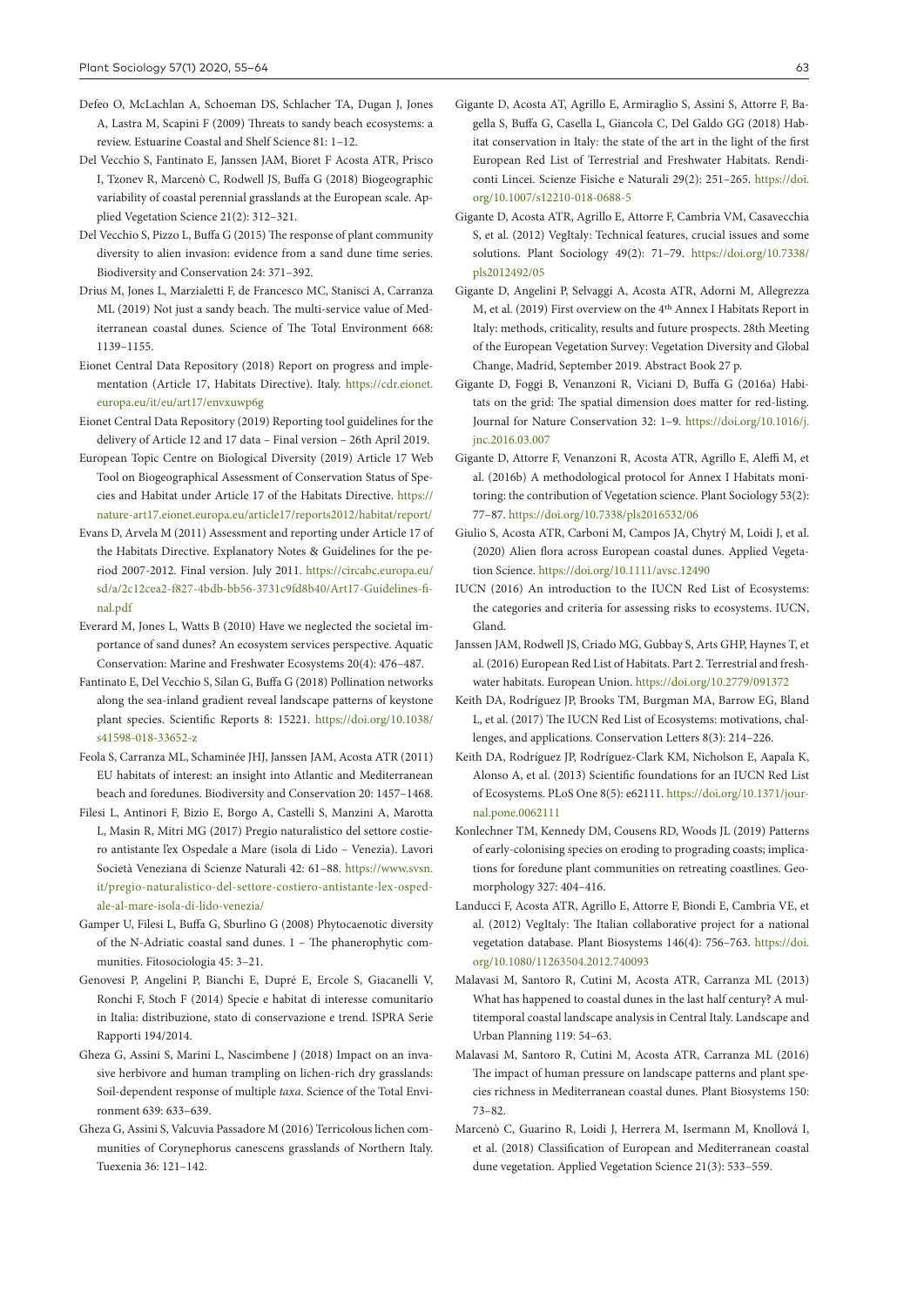Defeo O, McLachlan A, Schoeman DS, Schlacher TA, Dugan J, Jones A, Lastra M, Scapini F (2009) Threats to sandy beach ecosystems: a review. Estuarine Coastal and Shelf Science 81: 1–12.

Del Vecchio S, Fantinato E, Janssen JAM, Bioret F Acosta ATR, Prisco I, Tzonev R, Marcenò C, Rodwell JS, Buffa G (2018) Biogeographic variability of coastal perennial grasslands at the European scale. Applied Vegetation Science 21(2): 312–321.

Del Vecchio S, Pizzo L, Buffa G (2015) The response of plant community diversity to alien invasion: evidence from a sand dune time series. Biodiversity and Conservation 24: 371–392.

Drius M, Jones L, Marzialetti F, de Francesco MC, Stanisci A, Carranza ML (2019) Not just a sandy beach. The multi-service value of Mediterranean coastal dunes. Science of The Total Environment 668: 1139–1155.

Eionet Central Data Repository (2018) Report on progress and implementation (Article 17, Habitats Directive). Italy. https://cdr.eionet.europa.eu/it/eu/art17/envxuwp6g

Eionet Central Data Repository (2019) Reporting tool guidelines for the delivery of Article 12 and 17 data – Final version – 26th April 2019.

European Topic Centre on Biological Diversity (2019) Article 17 Web Tool on Biogeographical Assessment of Conservation Status of Species and Habitat under Article 17 of the Habitats Directive. https://nature-art17.eionet.europa.eu/article17/reports2012/habitat/report/

Evans D, Arvela M (2011) Assessment and reporting under Article 17 of the Habitats Directive. Explanatory Notes & Guidelines for the period 2007-2012. Final version. July 2011. https://circabc.europa.eu/sd/a/2c12cea2-f827-4bdb-bb56-3731c9fd8b40/Art17-Guidelines-final.pdf

Everard M, Jones L, Watts B (2010) Have we neglected the societal importance of sand dunes? An ecosystem services perspective. Aquatic Conservation: Marine and Freshwater Ecosystems 20(4): 476–487.

Fantinato E, Del Vecchio S, Silan G, Buffa G (2018) Pollination networks along the sea-inland gradient reveal landscape patterns of keystone plant species. Scientific Reports 8: 15221. https://doi.org/10.1038/s41598-018-33652-z

Feola S, Carranza ML, Schaminée JHJ, Janssen JAM, Acosta ATR (2011) EU habitats of interest: an insight into Atlantic and Mediterranean beach and foredunes. Biodiversity and Conservation 20: 1457–1468.

Filesi L, Antinori F, Bizio E, Borgo A, Castelli S, Manzini A, Marotta L, Masin R, Mitri MG (2017) Pregio naturalistico del settore costiero antistante l'ex Ospedale a Mare (isola di Lido – Venezia). Lavori Società Veneziana di Scienze Naturali 42: 61–88. https://www.svsn.it/pregio-naturalistico-del-settore-costiero-antistante-lex-ospedale-al-mare-isola-di-lido-venezia/

Gamper U, Filesi L, Buffa G, Sburlino G (2008) Phytocaenotic diversity of the N-Adriatic coastal sand dunes. 1 – The phanerophytic communities. Fitosociologia 45: 3–21.

Genovesi P, Angelini P, Bianchi E, Dupré E, Ercole S, Giacanelli V, Ronchi F, Stoch F (2014) Specie e habitat di interesse comunitario in Italia: distribuzione, stato di conservazione e trend. ISPRA Serie Rapporti 194/2014.

Gheza G, Assini S, Marini L, Nascimbene J (2018) Impact on an invasive herbivore and human trampling on lichen-rich dry grasslands: Soil-dependent response of multiple *taxa*. Science of the Total Environment 639: 633–639.

Gheza G, Assini S, Valcuvia Passadore M (2016) Terricolous lichen communities of Corynephorus canescens grasslands of Northern Italy. Tuexenia 36: 121–142.

Gigante D, Acosta AT, Agrillo E, Armiraglio S, Assini S, Attorre F, Bagella S, Buffa G, Casella L, Giancola C, Del Galdo GG (2018) Habitat conservation in Italy: the state of the art in the light of the first European Red List of Terrestrial and Freshwater Habitats. Rendiconti Lincei. Scienze Fisiche e Naturali 29(2): 251–265. https://doi.org/10.1007/s12210-018-0688-5

Gigante D, Acosta ATR, Agrillo E, Attorre F, Cambria VM, Casavecchia S, et al. (2012) VegItaly: Technical features, crucial issues and some solutions. Plant Sociology 49(2): 71–79. https://doi.org/10.7338/pls2012492/05

Gigante D, Angelini P, Selvaggi A, Acosta ATR, Adorni M, Allegrezza M, et al. (2019) First overview on the 4th Annex I Habitats Report in Italy: methods, criticality, results and future prospects. 28th Meeting of the European Vegetation Survey: Vegetation Diversity and Global Change, Madrid, September 2019. Abstract Book 27 p.

Gigante D, Foggi B, Venanzoni R, Viciani D, Buffa G (2016a) Habitats on the grid: The spatial dimension does matter for red-listing. Journal for Nature Conservation 32: 1–9. https://doi.org/10.1016/j.jnc.2016.03.007

Gigante D, Attorre F, Venanzoni R, Acosta ATR, Agrillo E, Aleffi M, et al. (2016b) A methodological protocol for Annex I Habitats monitoring: the contribution of Vegetation science. Plant Sociology 53(2): 77–87. https://doi.org/10.7338/pls2016532/06

Giulio S, Acosta ATR, Carboni M, Campos JA, Chytrý M, Loidi J, et al. (2020) Alien flora across European coastal dunes. Applied Vegetation Science. https://doi.org/10.1111/avsc.12490

IUCN (2016) An introduction to the IUCN Red List of Ecosystems: the categories and criteria for assessing risks to ecosystems. IUCN, Gland.

Janssen JAM, Rodwell JS, Criado MG, Gubbay S, Arts GHP, Haynes T, et al. (2016) European Red List of Habitats. Part 2. Terrestrial and freshwater habitats. European Union. https://doi.org/10.2779/091372

Keith DA, Rodríguez JP, Brooks TM, Burgman MA, Barrow EG, Bland L, et al. (2017) The IUCN Red List of Ecosystems: motivations, challenges, and applications. Conservation Letters 8(3): 214–226.

Keith DA, Rodríguez JP, Rodríguez-Clark KM, Nicholson E, Aapala K, Alonso A, et al. (2013) Scientific foundations for an IUCN Red List of Ecosystems. PLoS One 8(5): e62111. https://doi.org/10.1371/journal.pone.0062111

Konlechner TM, Kennedy DM, Cousens RD, Woods JL (2019) Patterns of early-colonising species on eroding to prograding coasts; implications for foredune plant communities on retreating coastlines. Geomorphology 327: 404–416.

Landucci F, Acosta ATR, Agrillo E, Attorre F, Biondi E, Cambria VE, et al. (2012) VegItaly: The Italian collaborative project for a national vegetation database. Plant Biosystems 146(4): 756–763. https://doi.org/10.1080/11263504.2012.740093

Malavasi M, Santoro R, Cutini M, Acosta ATR, Carranza ML (2013) What has happened to coastal dunes in the last half century? A multitemporal coastal landscape analysis in Central Italy. Landscape and Urban Planning 119: 54–63.

Malavasi M, Santoro R, Cutini M, Acosta ATR, Carranza ML (2016) The impact of human pressure on landscape patterns and plant species richness in Mediterranean coastal dunes. Plant Biosystems 150: 73–82.

Marcenò C, Guarino R, Loidi J, Herrera M, Isermann M, Knollová I, et al. (2018) Classification of European and Mediterranean coastal dune vegetation. Applied Vegetation Science 21(3): 533–559.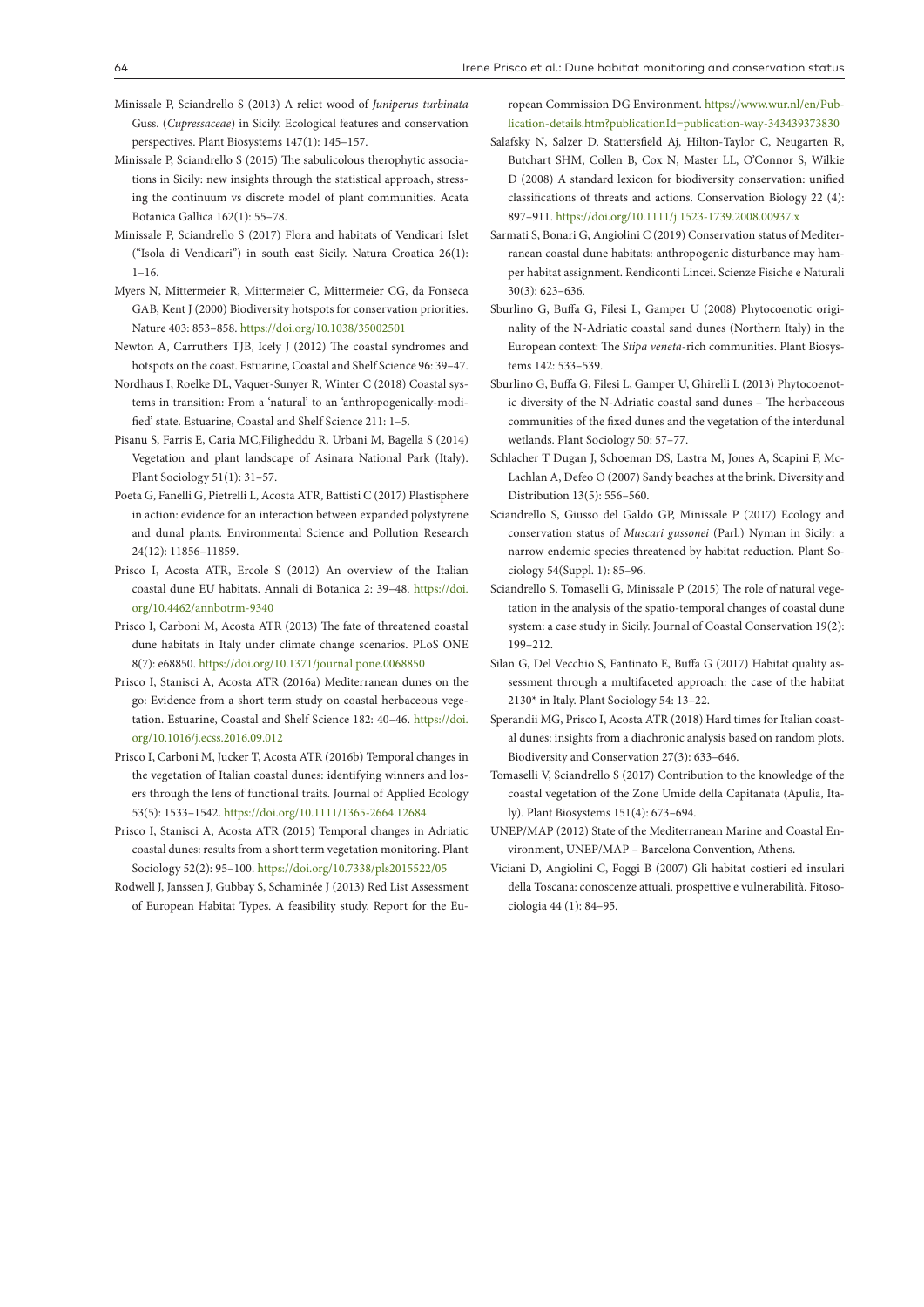Minissale P, Sciandrello S (2013) A relict wood of *Juniperus turbinata* Guss. (*Cupressaceae*) in Sicily. Ecological features and conservation perspectives. Plant Biosystems 147(1): 145–157.

Minissale P, Sciandrello S (2015) The sabulicolous therophytic associations in Sicily: new insights through the statistical approach, stressing the continuum vs discrete model of plant communities. Acata Botanica Gallica 162(1): 55–78.

Minissale P, Sciandrello S (2017) Flora and habitats of Vendicari Islet ("Isola di Vendicari") in south east Sicily. Natura Croatica 26(1): 1–16.

Myers N, Mittermeier R, Mittermeier C, Mittermeier CG, da Fonseca GAB, Kent J (2000) Biodiversity hotspots for conservation priorities. Nature 403: 853–858. https://doi.org/10.1038/35002501

Newton A, Carruthers TJB, Icely J (2012) The coastal syndromes and hotspots on the coast. Estuarine, Coastal and Shelf Science 96: 39–47.

Nordhaus I, Roelke DL, Vaquer-Sunyer R, Winter C (2018) Coastal systems in transition: From a 'natural' to an 'anthropogenically-modified' state. Estuarine, Coastal and Shelf Science 211: 1–5.

Pisanu S, Farris E, Caria MC,Filigheddu R, Urbani M, Bagella S (2014) Vegetation and plant landscape of Asinara National Park (Italy). Plant Sociology 51(1): 31–57.

Poeta G, Fanelli G, Pietrelli L, Acosta ATR, Battisti C (2017) Plastisphere in action: evidence for an interaction between expanded polystyrene and dunal plants. Environmental Science and Pollution Research 24(12): 11856–11859.

Prisco I, Acosta ATR, Ercole S (2012) An overview of the Italian coastal dune EU habitats. Annali di Botanica 2: 39–48. https://doi.org/10.4462/annbotrm-9340

Prisco I, Carboni M, Acosta ATR (2013) The fate of threatened coastal dune habitats in Italy under climate change scenarios. PLoS ONE 8(7): e68850. https://doi.org/10.1371/journal.pone.0068850

Prisco I, Stanisci A, Acosta ATR (2016a) Mediterranean dunes on the go: Evidence from a short term study on coastal herbaceous vegetation. Estuarine, Coastal and Shelf Science 182: 40–46. https://doi.org/10.1016/j.ecss.2016.09.012

Prisco I, Carboni M, Jucker T, Acosta ATR (2016b) Temporal changes in the vegetation of Italian coastal dunes: identifying winners and losers through the lens of functional traits. Journal of Applied Ecology 53(5): 1533–1542. https://doi.org/10.1111/1365-2664.12684

Prisco I, Stanisci A, Acosta ATR (2015) Temporal changes in Adriatic coastal dunes: results from a short term vegetation monitoring. Plant Sociology 52(2): 95–100. https://doi.org/10.7338/pls2015522/05

Rodwell J, Janssen J, Gubbay S, Schaminée J (2013) Red List Assessment of European Habitat Types. A feasibility study. Report for the European Commission DG Environment. https://www.wur.nl/en/Publication-details.htm?publicationId=publication-way-343439373830

Salafsky N, Salzer D, Stattersfield Aj, Hilton-Taylor C, Neugarten R, Butchart SHM, Collen B, Cox N, Master LL, O'Connor S, Wilkie D (2008) A standard lexicon for biodiversity conservation: unified classifications of threats and actions. Conservation Biology 22 (4): 897–911. https://doi.org/10.1111/j.1523-1739.2008.00937.x

Sarmati S, Bonari G, Angiolini C (2019) Conservation status of Mediterranean coastal dune habitats: anthropogenic disturbance may hamper habitat assignment. Rendiconti Lincei. Scienze Fisiche e Naturali 30(3): 623–636.

Sburlino G, Buffa G, Filesi L, Gamper U (2008) Phytocoenotic originality of the N-Adriatic coastal sand dunes (Northern Italy) in the European context: The *Stipa veneta*-rich communities. Plant Biosystems 142: 533–539.

Sburlino G, Buffa G, Filesi L, Gamper U, Ghirelli L (2013) Phytocoenotic diversity of the N-Adriatic coastal sand dunes – The herbaceous communities of the fixed dunes and the vegetation of the interdunal wetlands. Plant Sociology 50: 57–77.

Schlacher T Dugan J, Schoeman DS, Lastra M, Jones A, Scapini F, McLachlan A, Defeo O (2007) Sandy beaches at the brink. Diversity and Distribution 13(5): 556–560.

Sciandrello S, Giusso del Galdo GP, Minissale P (2017) Ecology and conservation status of *Muscari gussonei* (Parl.) Nyman in Sicily: a narrow endemic species threatened by habitat reduction. Plant Sociology 54(Suppl. 1): 85–96.

Sciandrello S, Tomaselli G, Minissale P (2015) The role of natural vegetation in the analysis of the spatio-temporal changes of coastal dune system: a case study in Sicily. Journal of Coastal Conservation 19(2): 199–212.

Silan G, Del Vecchio S, Fantinato E, Buffa G (2017) Habitat quality assessment through a multifaceted approach: the case of the habitat 2130* in Italy. Plant Sociology 54: 13–22.

Sperandii MG, Prisco I, Acosta ATR (2018) Hard times for Italian coastal dunes: insights from a diachronic analysis based on random plots. Biodiversity and Conservation 27(3): 633–646.

Tomaselli V, Sciandrello S (2017) Contribution to the knowledge of the coastal vegetation of the Zone Umide della Capitanata (Apulia, Italy). Plant Biosystems 151(4): 673–694.

UNEP/MAP (2012) State of the Mediterranean Marine and Coastal Environment, UNEP/MAP – Barcelona Convention, Athens.

Viciani D, Angiolini C, Foggi B (2007) Gli habitat costieri ed insulari della Toscana: conoscenze attuali, prospettive e vulnerabilità. Fitosociologia 44 (1): 84–95.